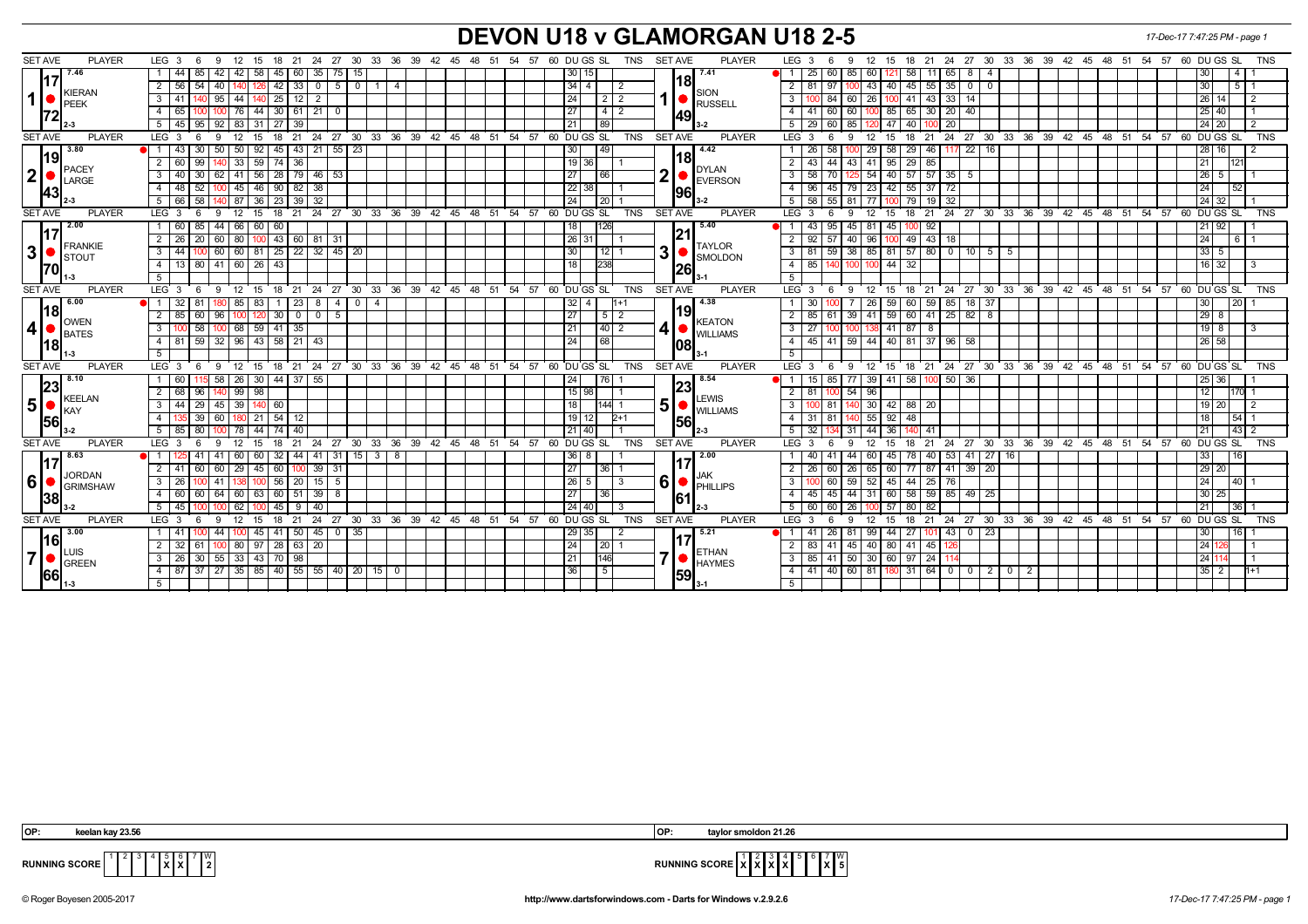# DEVON U18 v GLAMORGAN U18 2-5

17-Dec-17 7:47:25 PM - page 1

| SET AVE | PLAYER | LEG | 3 | 6 | 9 | 12 | 15 | 18 | 21 | 24 | 27 | 30 | 33 | 36 | DU | GS | SL | TNS | SET AVE | PLAYER | LEG | 3 | 6 | 9 | 12 | 15 | 18 | 21 | 24 | 27 | 30 | 33 | 36 | DU | GS | SL | TNS |
|---|---|---|---|---|---|---|---|---|---|---|---|---|---|---|---|---|---|---|---|---|---|---|---|---|---|---|---|---|---|---|---|---|---|---|---|---|---|
| 7.46 / 17 / 72 / 2-3 | 1 KIERAN PEEK | 1 | 44 | 85 | 42 | 42 | 58 | 45 | 60 | 35 | 75 | 15 | | | | 30 | 15 | | | 7.41 / 18 / 49 / 3-2 | 1 SION RUSSELL | 1 | 25 | 60 | 85 | 60 | 121 | 58 | 11 | 65 | 8 | 4 | | | | 30 | | 4 | 1 |
| | | 2 | 56 | 54 | 40 | 140 | 126 | 42 | 33 | 0 | 5 | 0 | 1 | 4 | | 34 | 4 | | 2 | | | 2 | 81 | 97 | 100 | 43 | 40 | 45 | 55 | 35 | 0 | 0 | | | | 30 | | 5 | 1 |
| | | 3 | 41 | 140 | 95 | 44 | 140 | 25 | 12 | 2 | | | | | | 24 | | 2 | 2 | | | 3 | 100 | 84 | 60 | 26 | 100 | 41 | 43 | 33 | 14 | | | | | 26 | 14 | | 2 |
| | | 4 | 65 | 100 | 100 | 76 | 44 | 30 | 61 | 21 | 0 | | | | | 27 | | 4 | 2 | | | 4 | 41 | 60 | 60 | 100 | 85 | 65 | 30 | 20 | 40 | | | | | 25 | 40 | | 1 |
| | | 5 | 45 | 95 | 92 | 83 | 31 | 27 | 39 | | | | | | | 21 | | 89 | | | | 5 | 29 | 60 | 85 | 120 | 47 | 40 | 100 | 20 | | | | | | 24 | 20 | | 2 |
| 3.80 / 19 / 43 / 2-3 | 2 PACEY LARGE | 1 | 43 | 30 | 50 | 50 | 92 | 45 | 43 | 21 | 55 | 23 | | | | 30 | | 49 | | 4.42 / 18 / 96 / 3-2 | 2 DYLAN EVERSON | 1 | 26 | 58 | 100 | 29 | 58 | 29 | 46 | 117 | 22 | 16 | | | | 28 | 16 | | 2 |
| | | 2 | 60 | 99 | 140 | 33 | 59 | 74 | 36 | | | | | | | 19 | 36 | | 1 | | | 2 | 43 | 44 | 43 | 41 | 95 | 29 | 85 | | | | | | | 21 | | 121 | |
| | | 3 | 40 | 30 | 62 | 41 | 56 | 28 | 79 | 46 | 53 | | | | | 27 | | 66 | | | | 3 | 58 | 70 | 125 | 54 | 40 | 57 | 57 | 35 | 5 | | | | | 26 | 5 | | 1 |
| | | 4 | 48 | 52 | 100 | 45 | 46 | 90 | 82 | 38 | | | | | | 22 | 38 | | 1 | | | 4 | 96 | 45 | 79 | 23 | 42 | 55 | 37 | 72 | | | | | | 24 | | 52 | |
| | | 5 | 66 | 58 | 140 | 87 | 36 | 23 | 39 | 32 | | | | | | 24 | | 20 | 1 | | | 5 | 58 | 55 | 81 | 77 | 100 | 79 | 19 | 32 | | | | | | 24 | 32 | | 1 |
| 2.00 / 17 / 70 / 1-3 | 3 FRANKIE STOUT | 1 | 60 | 85 | 44 | 66 | 60 | 60 | | | | | | | | 18 | | 126 | | 5.40 / 21 / 26 / 3-1 | 3 TAYLOR SMOLDON | 1 | 43 | 95 | 45 | 81 | 45 | 100 | 92 | | | | | | | 21 | 92 | | 1 |
| | | 2 | 26 | 20 | 60 | 80 | 100 | 43 | 60 | 81 | 31 | | | | | 26 | 31 | | 1 | | | 2 | 92 | 57 | 40 | 96 | 100 | 49 | 43 | 18 | | | | | | 24 | | 6 | 1 |
| | | 3 | 44 | 100 | 60 | 60 | 81 | 25 | 22 | 32 | 45 | 20 | | | | 30 | | 12 | 1 | | | 3 | 81 | 59 | 38 | 85 | 81 | 57 | 80 | 0 | 10 | 5 | 5 | | | 33 | 5 | | |
| | | 4 | 13 | 80 | 41 | 60 | 26 | 43 | | | | | | | | 18 | | 238 | | | | 4 | 85 | 140 | 100 | 100 | 44 | 32 | | | | | | | | 16 | 32 | | 3 |
| | | 5 | | | | | | | | | | | | | | | | | | | | 5 | | | | | | | | | | | | | | | | | |
| 6.00 / 18 / 18 / 1-3 | 4 OWEN BATES | 1 | 32 | 81 | 180 | 85 | 83 | 1 | 23 | 8 | 4 | 0 | 4 | | | 32 | 4 | | 1+1 | 4.38 / 19 / 08 / 3-1 | 4 KEATON WILLIAMS | 1 | 30 | 100 | 7 | 26 | 59 | 60 | 59 | 85 | 18 | 37 | | | | 30 | | 20 | 1 |
| | | 2 | 85 | 60 | 96 | 100 | 120 | 30 | 0 | 0 | 5 | | | | | 27 | | 5 | 2 | | | 2 | 85 | 61 | 39 | 41 | 59 | 60 | 41 | 25 | 82 | 8 | | | | 29 | 8 | | |
| | | 3 | 100 | 58 | 100 | 68 | 59 | 41 | 35 | | | | | | | 21 | | 40 | 2 | | | 3 | 27 | 100 | 100 | 138 | 41 | 87 | 8 | | | | | | | 19 | 8 | | 3 |
| | | 4 | 81 | 59 | 32 | 96 | 43 | 58 | 21 | 43 | | | | | | 24 | | 68 | | | | 4 | 45 | 41 | 59 | 44 | 40 | 81 | 37 | 96 | 58 | | | | | 26 | 58 | | |
| | | 5 | | | | | | | | | | | | | | | | | | | | 5 | | | | | | | | | | | | | | | | | |
| 8.10 / 23 / 56 / 3-2 | 5 KEELAN KAY | 1 | 60 | 115 | 58 | 26 | 30 | 44 | 37 | 55 | | | | | | 24 | | 76 | 1 | 8.54 / 23 / 56 / 2-3 | 5 LEWIS WILLIAMS | 1 | 15 | 85 | 77 | 39 | 41 | 58 | 100 | 50 | 36 | | | | | 25 | 36 | | 1 |
| | | 2 | 68 | 96 | 140 | 99 | 98 | | | | | | | | | 15 | 98 | | 1 | | | 2 | 81 | 100 | 54 | 96 | | | | | | | | | | 12 | | 170 | 1 |
| | | 3 | 44 | 29 | 45 | 39 | 140 | 60 | | | | | | | | 18 | | 144 | 1 | | | 3 | 100 | 81 | 140 | 30 | 42 | 88 | 20 | | | | | | | 19 | 20 | | 2 |
| | | 4 | 135 | 39 | 60 | 180 | 21 | 54 | 12 | | | | | | | 19 | 12 | | 2+1 | | | 4 | 31 | 81 | 140 | 55 | 92 | 48 | | | | | | | | 18 | | 54 | 1 |
| | | 5 | 85 | 80 | 100 | 78 | 44 | 74 | 40 | | | | | | | 21 | 40 | | 1 | | | 5 | 32 | 134 | 31 | 44 | 36 | 140 | 41 | | | | | | | 21 | | 43 | 2 |
| 8.63 / 17 / 38 / 3-2 | 6 JORDAN GRIMSHAW | 1 | 125 | 41 | 41 | 60 | 60 | 32 | 44 | 41 | 31 | 15 | 3 | 8 | | 36 | 8 | | 1 | 2.00 / 17 / 61 / 2-3 | 6 JAK PHILLIPS | 1 | 40 | 41 | 44 | 60 | 45 | 78 | 40 | 53 | 41 | 27 | 16 | | | 33 | | 16 | |
| | | 2 | 41 | 60 | 60 | 29 | 45 | 60 | 100 | 39 | 31 | | | | | 27 | | 36 | 1 | | | 2 | 26 | 60 | 26 | 65 | 60 | 77 | 87 | 41 | 39 | 20 | | | | 29 | 20 | | |
| | | 3 | 26 | 100 | 41 | 138 | 100 | 56 | 20 | 15 | 5 | | | | | 26 | 5 | | 3 | | | 3 | 100 | 60 | 59 | 52 | 45 | 44 | 25 | 76 | | | | | | 24 | | 40 | 1 |
| | | 4 | 60 | 60 | 64 | 60 | 63 | 60 | 51 | 39 | 8 | | | | | 27 | | 36 | | | | 4 | 45 | 45 | 44 | 31 | 60 | 58 | 59 | 85 | 49 | 25 | | | | 30 | 25 | | |
| | | 5 | 45 | 100 | 100 | 62 | 100 | 45 | 9 | 40 | | | | | | 24 | 40 | | 3 | | | 5 | 60 | 60 | 26 | 100 | 57 | 80 | 82 | | | | | | | 21 | | 36 | 1 |
| 3.00 / 16 / 66 / 1-3 | 7 LUIS GREEN | 1 | 41 | 100 | 44 | 100 | 45 | 41 | 50 | 45 | 0 | 35 | | | | 29 | 35 | | 2 | 5.21 / 17 / 59 / 3-1 | 7 ETHAN HAYMES | 1 | 41 | 26 | 81 | 99 | 44 | 27 | 101 | 43 | 0 | 23 | | | | 30 | | 16 | 1 |
| | | 2 | 32 | 61 | 100 | 80 | 97 | 28 | 63 | 20 | | | | | | 24 | | 20 | 1 | | | 2 | 83 | 41 | 45 | 40 | 80 | 41 | 45 | 126 | | | | | | 24 | 126 | | 1 |
| | | 3 | 26 | 30 | 55 | 33 | 43 | 70 | 98 | | | | | | | 21 | | 146 | | | | 3 | 85 | 41 | 50 | 30 | 60 | 97 | 24 | 114 | | | | | | 24 | 114 | | 1 |
| | | 4 | 87 | 37 | 27 | 35 | 85 | 40 | 55 | 55 | 40 | 20 | 15 | 0 | | 36 | | 5 | | | | 4 | 41 | 40 | 60 | 81 | 180 | 31 | 64 | 0 | 0 | 2 | 0 | 2 | | 35 | 2 | | 1+1 |
| | | 5 | | | | | | | | | | | | | | | | | | | | 5 | | | | | | | | | | | | | | | | | |

OP: keelan kay 23.56

OP: taylor smoldon 21.26

RUNNING SCORE (Devon): 1 | 2 | 3 | 4 | 5 X | 6 X | 7 | W 2

RUNNING SCORE (Glamorgan): 1 X | 2 X | 3 X | 4 X | 5 | 6 | 7 X | W 5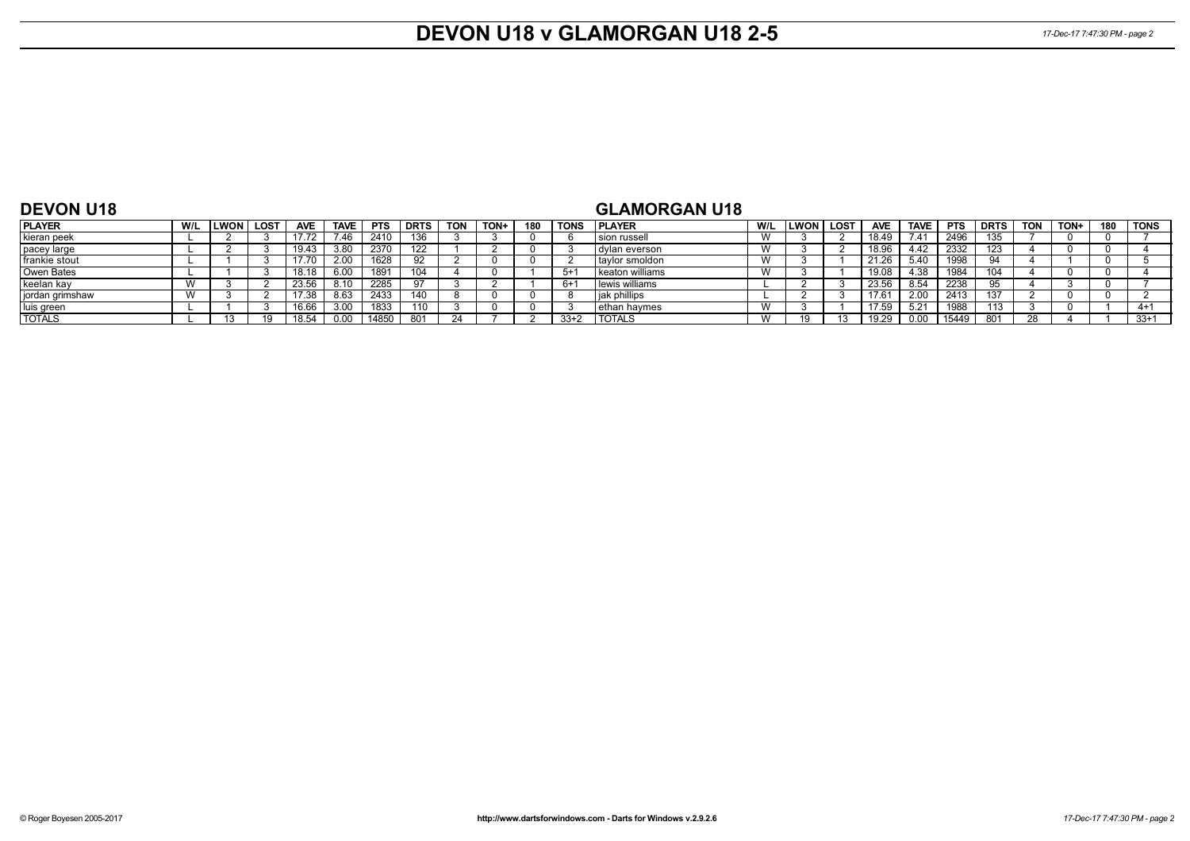# DEVON U18 v GLAMORGAN U18 2-5

## DEVON U18

| PLAYER | W/L | LWON | LOST | AVE | TAVE | PTS | DRTS | TON | TON+ | 180 | TONS |
|---|---|---|---|---|---|---|---|---|---|---|---|
| kieran peek | L | 2 | 3 | 17.72 | 7.46 | 2410 | 136 | 3 | 3 | 0 | 6 |
| pacey large | L | 2 | 3 | 19.43 | 3.80 | 2370 | 122 | 1 | 2 | 0 | 3 |
| frankie stout | L | 1 | 3 | 17.70 | 2.00 | 1628 | 92 | 2 | 0 | 0 | 2 |
| Owen Bates | L | 1 | 3 | 18.18 | 6.00 | 1891 | 104 | 4 | 0 | 1 | 5+1 |
| keelan kay | W | 3 | 2 | 23.56 | 8.10 | 2285 | 97 | 3 | 2 | 1 | 6+1 |
| jordan grimshaw | W | 3 | 2 | 17.38 | 8.63 | 2433 | 140 | 8 | 0 | 0 | 8 |
| luis green | L | 1 | 3 | 16.66 | 3.00 | 1833 | 110 | 3 | 0 | 0 | 3 |
| TOTALS | L | 13 | 19 | 18.54 | 0.00 | 14850 | 801 | 24 | 7 | 2 | 33+2 |

## GLAMORGAN U18

| PLAYER | W/L | LWON | LOST | AVE | TAVE | PTS | DRTS | TON | TON+ | 180 | TONS |
|---|---|---|---|---|---|---|---|---|---|---|---|
| sion russell | W | 3 | 2 | 18.49 | 7.41 | 2496 | 135 | 7 | 0 | 0 | 7 |
| dylan everson | W | 3 | 2 | 18.96 | 4.42 | 2332 | 123 | 4 | 0 | 0 | 4 |
| taylor smoldon | W | 3 | 1 | 21.26 | 5.40 | 1998 | 94 | 4 | 1 | 0 | 5 |
| keaton williams | W | 3 | 1 | 19.08 | 4.38 | 1984 | 104 | 4 | 0 | 0 | 4 |
| lewis williams | L | 2 | 3 | 23.56 | 8.54 | 2238 | 95 | 4 | 3 | 0 | 7 |
| jak phillips | L | 2 | 3 | 17.61 | 2.00 | 2413 | 137 | 2 | 0 | 0 | 2 |
| ethan haymes | W | 3 | 1 | 17.59 | 5.21 | 1988 | 113 | 3 | 0 | 1 | 4+1 |
| TOTALS | W | 19 | 13 | 19.29 | 0.00 | 15449 | 801 | 28 | 4 | 1 | 33+1 |

© Roger Boyesen 2005-2017 — http://www.dartsforwindows.com - Darts for Windows v.2.9.2.6